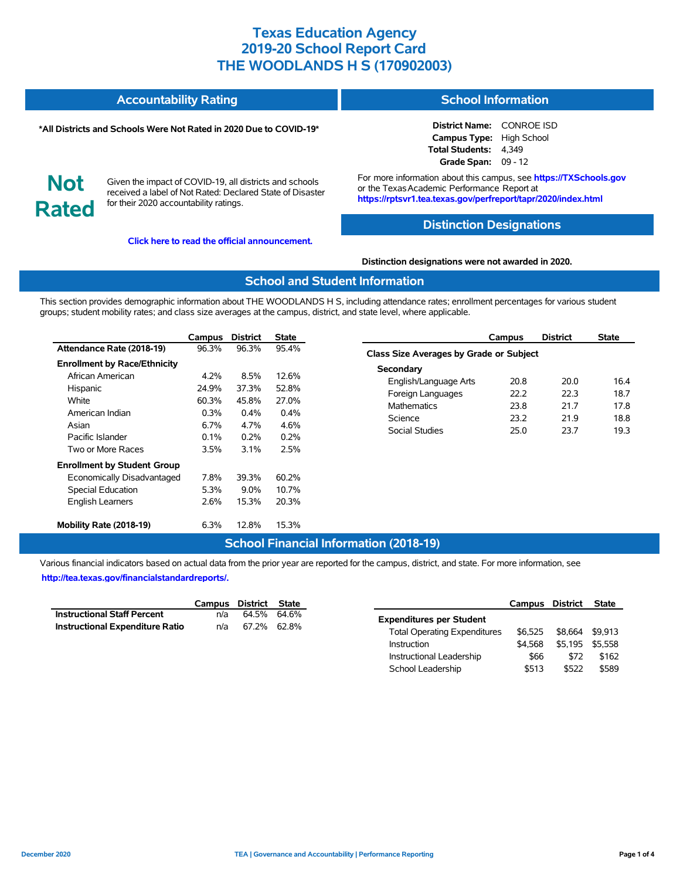# Texas Education Agency
# 2019-20 School Report Card
# THE WOODLANDS H S (170902003)

## Accountability Rating

**\*All Districts and Schools Were Not Rated in 2020 Due to COVID-19\***

**Not Rated**

Given the impact of COVID-19, all districts and schools received a label of Not Rated: Declared State of Disaster for their 2020 accountability ratings.

**Click here to read the official announcement.**

## School Information

**District Name:** CONROE ISD
**Campus Type:** High School
**Total Students:** 4,349
**Grade Span:** 09 - 12

For more information about this campus, see **https://TXSchools.gov** or the Texas Academic Performance Report at **https://rptsvr1.tea.texas.gov/perfreport/tapr/2020/index.html**

## Distinction Designations

**Distinction designations were not awarded in 2020.**

## School and Student Information

This section provides demographic information about THE WOODLANDS H S, including attendance rates; enrollment percentages for various student groups; student mobility rates; and class size averages at the campus, district, and state level, where applicable.

| | Campus | District | State |
|---|---|---|---|
| **Attendance Rate (2018-19)** | 96.3% | 96.3% | 95.4% |
| **Enrollment by Race/Ethnicity** | | | |
| African American | 4.2% | 8.5% | 12.6% |
| Hispanic | 24.9% | 37.3% | 52.8% |
| White | 60.3% | 45.8% | 27.0% |
| American Indian | 0.3% | 0.4% | 0.4% |
| Asian | 6.7% | 4.7% | 4.6% |
| Pacific Islander | 0.1% | 0.2% | 0.2% |
| Two or More Races | 3.5% | 3.1% | 2.5% |
| **Enrollment by Student Group** | | | |
| Economically Disadvantaged | 7.8% | 39.3% | 60.2% |
| Special Education | 5.3% | 9.0% | 10.7% |
| English Learners | 2.6% | 15.3% | 20.3% |
| **Mobility Rate (2018-19)** | 6.3% | 12.8% | 15.3% |

| | Campus | District | State |
|---|---|---|---|
| **Class Size Averages by Grade or Subject** | | | |
| **Secondary** | | | |
| English/Language Arts | 20.8 | 20.0 | 16.4 |
| Foreign Languages | 22.2 | 22.3 | 18.7 |
| Mathematics | 23.8 | 21.7 | 17.8 |
| Science | 23.2 | 21.9 | 18.8 |
| Social Studies | 25.0 | 23.7 | 19.3 |

## School Financial Information (2018-19)

Various financial indicators based on actual data from the prior year are reported for the campus, district, and state. For more information, see **http://tea.texas.gov/financialstandardreports/.**

| | Campus | District | State |
|---|---|---|---|
| **Instructional Staff Percent** | n/a | 64.5% | 64.6% |
| **Instructional Expenditure Ratio** | n/a | 67.2% | 62.8% |

| | Campus | District | State |
|---|---|---|---|
| **Expenditures per Student** | | | |
| Total Operating Expenditures | $6,525 | $8,664 | $9,913 |
| Instruction | $4,568 | $5,195 | $5,558 |
| Instructional Leadership | $66 | $72 | $162 |
| School Leadership | $513 | $522 | $589 |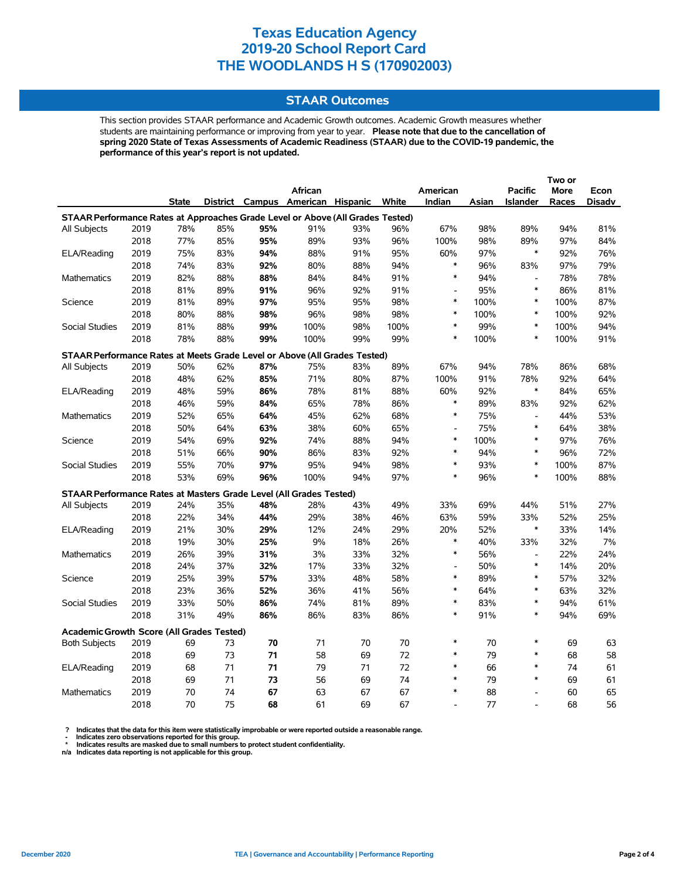# Texas Education Agency
# 2019-20 School Report Card
# THE WOODLANDS H S (170902003)

## STAAR Outcomes

This section provides STAAR performance and Academic Growth outcomes. Academic Growth measures whether students are maintaining performance or improving from year to year. **Please note that due to the cancellation of spring 2020 State of Texas Assessments of Academic Readiness (STAAR) due to the COVID-19 pandemic, the performance of this year's report is not updated.**

| | | State | District | Campus | African American | Hispanic | White | American Indian | Asian | Pacific Islander | Two or More Races | Econ Disadv |
|---|---|---|---|---|---|---|---|---|---|---|---|---|
| **STAAR Performance Rates at Approaches Grade Level or Above (All Grades Tested)** | | | | | | | | | | | | |
| All Subjects | 2019 | 78% | 85% | **95%** | 91% | 93% | 96% | 67% | 98% | 89% | 94% | 81% |
| | 2018 | 77% | 85% | **95%** | 89% | 93% | 96% | 100% | 98% | 89% | 97% | 84% |
| ELA/Reading | 2019 | 75% | 83% | **94%** | 88% | 91% | 95% | 60% | 97% | * | 92% | 76% |
| | 2018 | 74% | 83% | **92%** | 80% | 88% | 94% | * | 96% | 83% | 97% | 79% |
| Mathematics | 2019 | 82% | 88% | **88%** | 84% | 84% | 91% | * | 94% | - | 78% | 78% |
| | 2018 | 81% | 89% | **91%** | 96% | 92% | 91% | - | 95% | * | 86% | 81% |
| Science | 2019 | 81% | 89% | **97%** | 95% | 95% | 98% | * | 100% | * | 100% | 87% |
| | 2018 | 80% | 88% | **98%** | 96% | 98% | 98% | * | 100% | * | 100% | 92% |
| Social Studies | 2019 | 81% | 88% | **99%** | 100% | 98% | 100% | * | 99% | * | 100% | 94% |
| | 2018 | 78% | 88% | **99%** | 100% | 99% | 99% | * | 100% | * | 100% | 91% |
| **STAAR Performance Rates at Meets Grade Level or Above (All Grades Tested)** | | | | | | | | | | | | |
| All Subjects | 2019 | 50% | 62% | **87%** | 75% | 83% | 89% | 67% | 94% | 78% | 86% | 68% |
| | 2018 | 48% | 62% | **85%** | 71% | 80% | 87% | 100% | 91% | 78% | 92% | 64% |
| ELA/Reading | 2019 | 48% | 59% | **86%** | 78% | 81% | 88% | 60% | 92% | * | 84% | 65% |
| | 2018 | 46% | 59% | **84%** | 65% | 78% | 86% | * | 89% | 83% | 92% | 62% |
| Mathematics | 2019 | 52% | 65% | **64%** | 45% | 62% | 68% | * | 75% | - | 44% | 53% |
| | 2018 | 50% | 64% | **63%** | 38% | 60% | 65% | - | 75% | * | 64% | 38% |
| Science | 2019 | 54% | 69% | **92%** | 74% | 88% | 94% | * | 100% | * | 97% | 76% |
| | 2018 | 51% | 66% | **90%** | 86% | 83% | 92% | * | 94% | * | 96% | 72% |
| Social Studies | 2019 | 55% | 70% | **97%** | 95% | 94% | 98% | * | 93% | * | 100% | 87% |
| | 2018 | 53% | 69% | **96%** | 100% | 94% | 97% | * | 96% | * | 100% | 88% |
| **STAAR Performance Rates at Masters Grade Level (All Grades Tested)** | | | | | | | | | | | | |
| All Subjects | 2019 | 24% | 35% | **48%** | 28% | 43% | 49% | 33% | 69% | 44% | 51% | 27% |
| | 2018 | 22% | 34% | **44%** | 29% | 38% | 46% | 63% | 59% | 33% | 52% | 25% |
| ELA/Reading | 2019 | 21% | 30% | **29%** | 12% | 24% | 29% | 20% | 52% | * | 33% | 14% |
| | 2018 | 19% | 30% | **25%** | 9% | 18% | 26% | * | 40% | 33% | 32% | 7% |
| Mathematics | 2019 | 26% | 39% | **31%** | 3% | 33% | 32% | * | 56% | - | 22% | 24% |
| | 2018 | 24% | 37% | **32%** | 17% | 33% | 32% | - | 50% | * | 14% | 20% |
| Science | 2019 | 25% | 39% | **57%** | 33% | 48% | 58% | * | 89% | * | 57% | 32% |
| | 2018 | 23% | 36% | **52%** | 36% | 41% | 56% | * | 64% | * | 63% | 32% |
| Social Studies | 2019 | 33% | 50% | **86%** | 74% | 81% | 89% | * | 83% | * | 94% | 61% |
| | 2018 | 31% | 49% | **86%** | 86% | 83% | 86% | * | 91% | * | 94% | 69% |
| **Academic Growth Score (All Grades Tested)** | | | | | | | | | | | | |
| Both Subjects | 2019 | 69 | 73 | **70** | 71 | 70 | 70 | * | 70 | * | 69 | 63 |
| | 2018 | 69 | 73 | **71** | 58 | 69 | 72 | * | 79 | * | 68 | 58 |
| ELA/Reading | 2019 | 68 | 71 | **71** | 79 | 71 | 72 | * | 66 | * | 74 | 61 |
| | 2018 | 69 | 71 | **73** | 56 | 69 | 74 | * | 79 | * | 69 | 61 |
| Mathematics | 2019 | 70 | 74 | **67** | 63 | 67 | 67 | * | 88 | - | 60 | 65 |
| | 2018 | 70 | 75 | **68** | 61 | 69 | 67 | - | 77 | - | 68 | 56 |

? Indicates that the data for this item were statistically improbable or were reported outside a reasonable range.
- Indicates zero observations reported for this group.
* Indicates results are masked due to small numbers to protect student confidentiality.
n/a Indicates data reporting is not applicable for this group.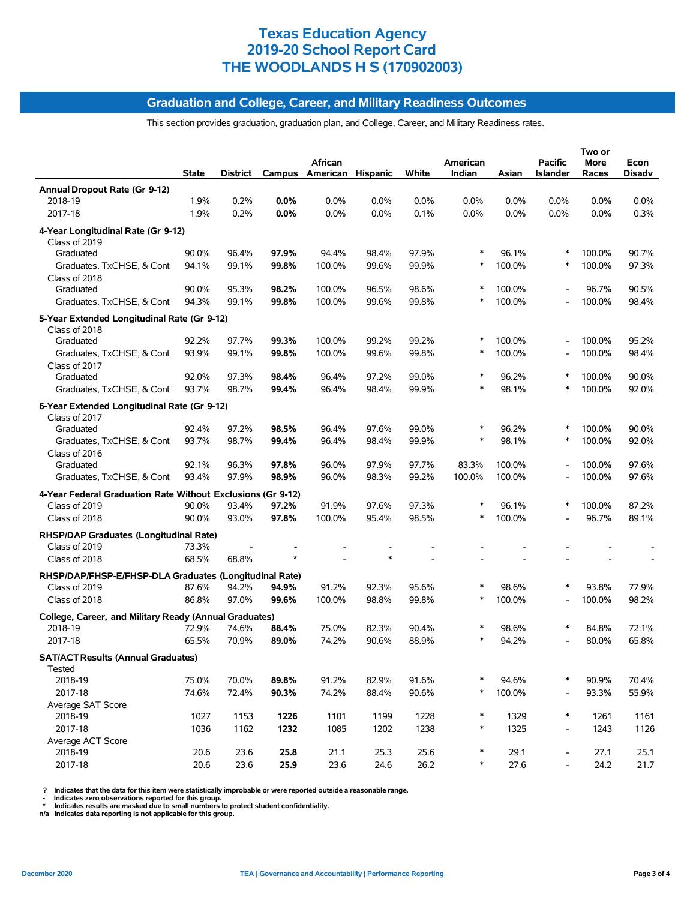# Texas Education Agency
# 2019-20 School Report Card
# THE WOODLANDS H S (170902003)

## Graduation and College, Career, and Military Readiness Outcomes

This section provides graduation, graduation plan, and College, Career, and Military Readiness rates.

| | State | District | Campus | African American | Hispanic | White | American Indian | Asian | Pacific Islander | Two or More Races | Econ Disadv |
|---|---|---|---|---|---|---|---|---|---|---|---|
| **Annual Dropout Rate (Gr 9-12)** | | | | | | | | | | | |
| 2018-19 | 1.9% | 0.2% | **0.0%** | 0.0% | 0.0% | 0.0% | 0.0% | 0.0% | 0.0% | 0.0% | 0.0% |
| 2017-18 | 1.9% | 0.2% | **0.0%** | 0.0% | 0.0% | 0.1% | 0.0% | 0.0% | 0.0% | 0.0% | 0.3% |
| **4-Year Longitudinal Rate (Gr 9-12)** | | | | | | | | | | | |
| Class of 2019 | | | | | | | | | | | |
| Graduated | 90.0% | 96.4% | **97.9%** | 94.4% | 98.4% | 97.9% | * | 96.1% | * | 100.0% | 90.7% |
| Graduates, TxCHSE, & Cont | 94.1% | 99.1% | **99.8%** | 100.0% | 99.6% | 99.9% | * | 100.0% | * | 100.0% | 97.3% |
| Class of 2018 | | | | | | | | | | | |
| Graduated | 90.0% | 95.3% | **98.2%** | 100.0% | 96.5% | 98.6% | * | 100.0% | - | 96.7% | 90.5% |
| Graduates, TxCHSE, & Cont | 94.3% | 99.1% | **99.8%** | 100.0% | 99.6% | 99.8% | * | 100.0% | - | 100.0% | 98.4% |
| **5-Year Extended Longitudinal Rate (Gr 9-12)** | | | | | | | | | | | |
| Class of 2018 | | | | | | | | | | | |
| Graduated | 92.2% | 97.7% | **99.3%** | 100.0% | 99.2% | 99.2% | * | 100.0% | - | 100.0% | 95.2% |
| Graduates, TxCHSE, & Cont | 93.9% | 99.1% | **99.8%** | 100.0% | 99.6% | 99.8% | * | 100.0% | - | 100.0% | 98.4% |
| Class of 2017 | | | | | | | | | | | |
| Graduated | 92.0% | 97.3% | **98.4%** | 96.4% | 97.2% | 99.0% | * | 96.2% | * | 100.0% | 90.0% |
| Graduates, TxCHSE, & Cont | 93.7% | 98.7% | **99.4%** | 96.4% | 98.4% | 99.9% | * | 98.1% | * | 100.0% | 92.0% |
| **6-Year Extended Longitudinal Rate (Gr 9-12)** | | | | | | | | | | | |
| Class of 2017 | | | | | | | | | | | |
| Graduated | 92.4% | 97.2% | **98.5%** | 96.4% | 97.6% | 99.0% | * | 96.2% | * | 100.0% | 90.0% |
| Graduates, TxCHSE, & Cont | 93.7% | 98.7% | **99.4%** | 96.4% | 98.4% | 99.9% | * | 98.1% | * | 100.0% | 92.0% |
| Class of 2016 | | | | | | | | | | | |
| Graduated | 92.1% | 96.3% | **97.8%** | 96.0% | 97.9% | 97.7% | 83.3% | 100.0% | - | 100.0% | 97.6% |
| Graduates, TxCHSE, & Cont | 93.4% | 97.9% | **98.9%** | 96.0% | 98.3% | 99.2% | 100.0% | 100.0% | - | 100.0% | 97.6% |
| **4-Year Federal Graduation Rate Without Exclusions (Gr 9-12)** | | | | | | | | | | | |
| Class of 2019 | 90.0% | 93.4% | **97.2%** | 91.9% | 97.6% | 97.3% | * | 96.1% | * | 100.0% | 87.2% |
| Class of 2018 | 90.0% | 93.0% | **97.8%** | 100.0% | 95.4% | 98.5% | * | 100.0% | - | 96.7% | 89.1% |
| **RHSP/DAP Graduates (Longitudinal Rate)** | | | | | | | | | | | |
| Class of 2019 | 73.3% | - | **-** | - | - | - | - | - | - | - | - |
| Class of 2018 | 68.5% | 68.8% | * | - | * | - | - | - | - | - | - |
| **RHSP/DAP/FHSP-E/FHSP-DLA Graduates (Longitudinal Rate)** | | | | | | | | | | | |
| Class of 2019 | 87.6% | 94.2% | **94.9%** | 91.2% | 92.3% | 95.6% | * | 98.6% | * | 93.8% | 77.9% |
| Class of 2018 | 86.8% | 97.0% | **99.6%** | 100.0% | 98.8% | 99.8% | * | 100.0% | - | 100.0% | 98.2% |
| **College, Career, and Military Ready (Annual Graduates)** | | | | | | | | | | | |
| 2018-19 | 72.9% | 74.6% | **88.4%** | 75.0% | 82.3% | 90.4% | * | 98.6% | * | 84.8% | 72.1% |
| 2017-18 | 65.5% | 70.9% | **89.0%** | 74.2% | 90.6% | 88.9% | * | 94.2% | - | 80.0% | 65.8% |
| **SAT/ACT Results (Annual Graduates)** | | | | | | | | | | | |
| Tested | | | | | | | | | | | |
| 2018-19 | 75.0% | 70.0% | **89.8%** | 91.2% | 82.9% | 91.6% | * | 94.6% | * | 90.9% | 70.4% |
| 2017-18 | 74.6% | 72.4% | **90.3%** | 74.2% | 88.4% | 90.6% | * | 100.0% | - | 93.3% | 55.9% |
| Average SAT Score | | | | | | | | | | | |
| 2018-19 | 1027 | 1153 | **1226** | 1101 | 1199 | 1228 | * | 1329 | * | 1261 | 1161 |
| 2017-18 | 1036 | 1162 | **1232** | 1085 | 1202 | 1238 | * | 1325 | - | 1243 | 1126 |
| Average ACT Score | | | | | | | | | | | |
| 2018-19 | 20.6 | 23.6 | **25.8** | 21.1 | 25.3 | 25.6 | * | 29.1 | - | 27.1 | 25.1 |
| 2017-18 | 20.6 | 23.6 | **25.9** | 23.6 | 24.6 | 26.2 | * | 27.6 | - | 24.2 | 21.7 |

? Indicates that the data for this item were statistically improbable or were reported outside a reasonable range.
- Indicates zero observations reported for this group.
* Indicates results are masked due to small numbers to protect student confidentiality.
n/a Indicates data reporting is not applicable for this group.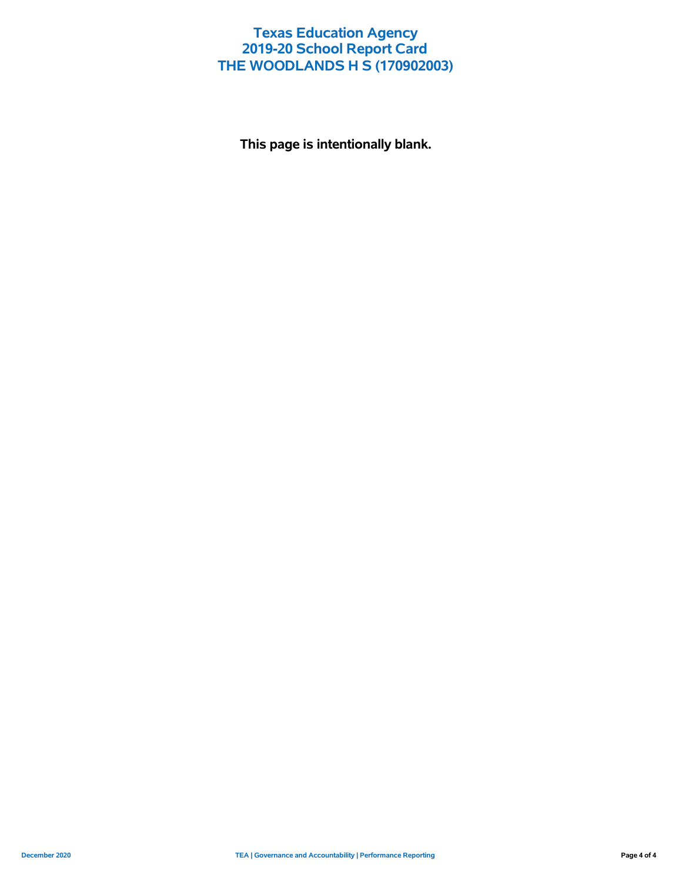# Texas Education Agency
# 2019-20 School Report Card
# THE WOODLANDS H S (170902003)

**This page is intentionally blank.**